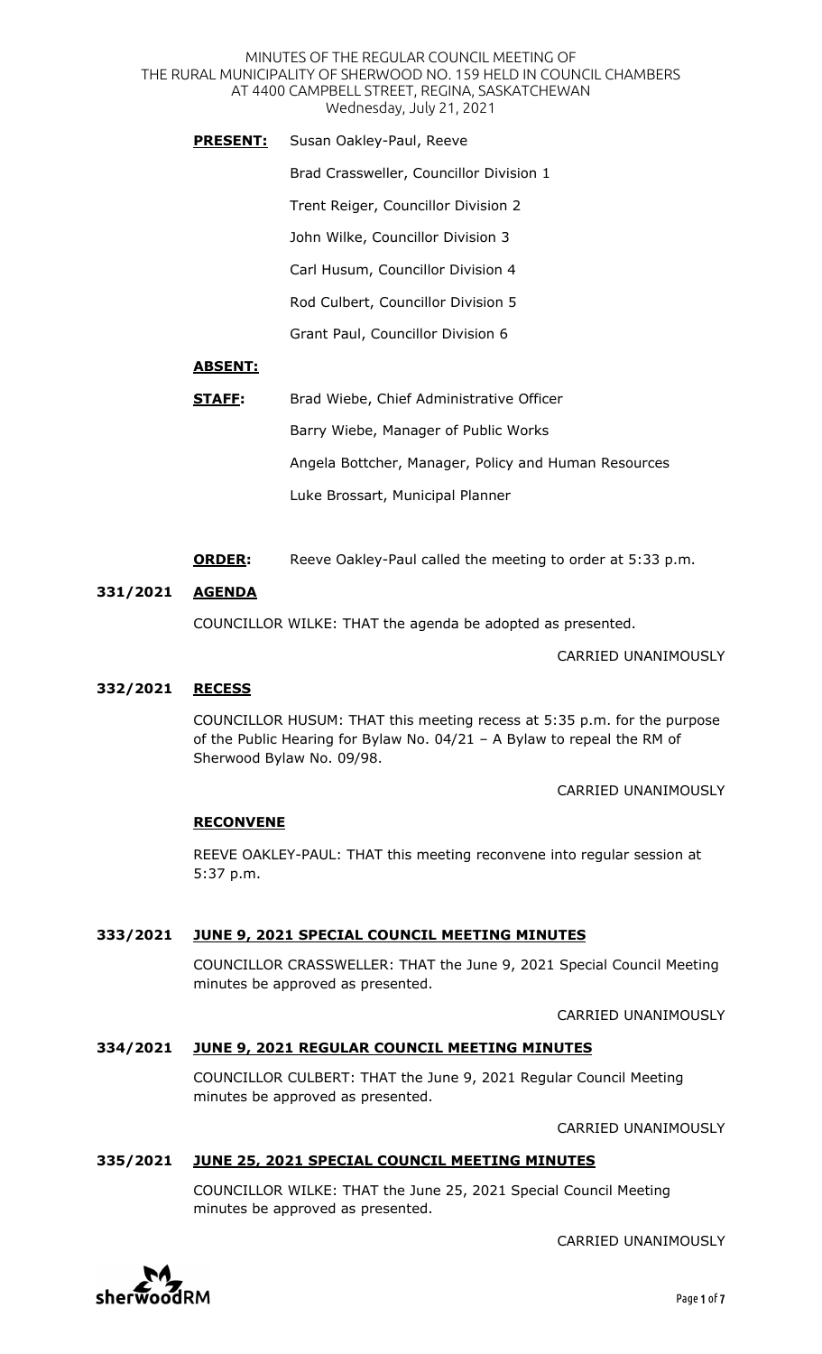MINUTES OF THE REGULAR COUNCIL MEETING OF
THE RURAL MUNICIPALITY OF SHERWOOD NO. 159 HELD IN COUNCIL CHAMBERS
AT 4400 CAMPBELL STREET, REGINA, SASKATCHEWAN
Wednesday, July 21, 2021

**PRESENT:** Susan Oakley-Paul, Reeve

Brad Crassweller, Councillor Division 1

Trent Reiger, Councillor Division 2

John Wilke, Councillor Division 3

Carl Husum, Councillor Division 4

Rod Culbert, Councillor Division 5

Grant Paul, Councillor Division 6

**ABSENT:**

**STAFF:** Brad Wiebe, Chief Administrative Officer

Barry Wiebe, Manager of Public Works

Angela Bottcher, Manager, Policy and Human Resources

Luke Brossart, Municipal Planner

**ORDER:** Reeve Oakley-Paul called the meeting to order at 5:33 p.m.

## 331/2021 AGENDA

COUNCILLOR WILKE: THAT the agenda be adopted as presented.

CARRIED UNANIMOUSLY

## 332/2021 RECESS

COUNCILLOR HUSUM: THAT this meeting recess at 5:35 p.m. for the purpose of the Public Hearing for Bylaw No. 04/21 – A Bylaw to repeal the RM of Sherwood Bylaw No. 09/98.

CARRIED UNANIMOUSLY

### RECONVENE

REEVE OAKLEY-PAUL: THAT this meeting reconvene into regular session at 5:37 p.m.

## 333/2021 JUNE 9, 2021 SPECIAL COUNCIL MEETING MINUTES

COUNCILLOR CRASSWELLER: THAT the June 9, 2021 Special Council Meeting minutes be approved as presented.

CARRIED UNANIMOUSLY

## 334/2021 JUNE 9, 2021 REGULAR COUNCIL MEETING MINUTES

COUNCILLOR CULBERT: THAT the June 9, 2021 Regular Council Meeting minutes be approved as presented.

CARRIED UNANIMOUSLY

## 335/2021 JUNE 25, 2021 SPECIAL COUNCIL MEETING MINUTES

COUNCILLOR WILKE: THAT the June 25, 2021 Special Council Meeting minutes be approved as presented.

CARRIED UNANIMOUSLY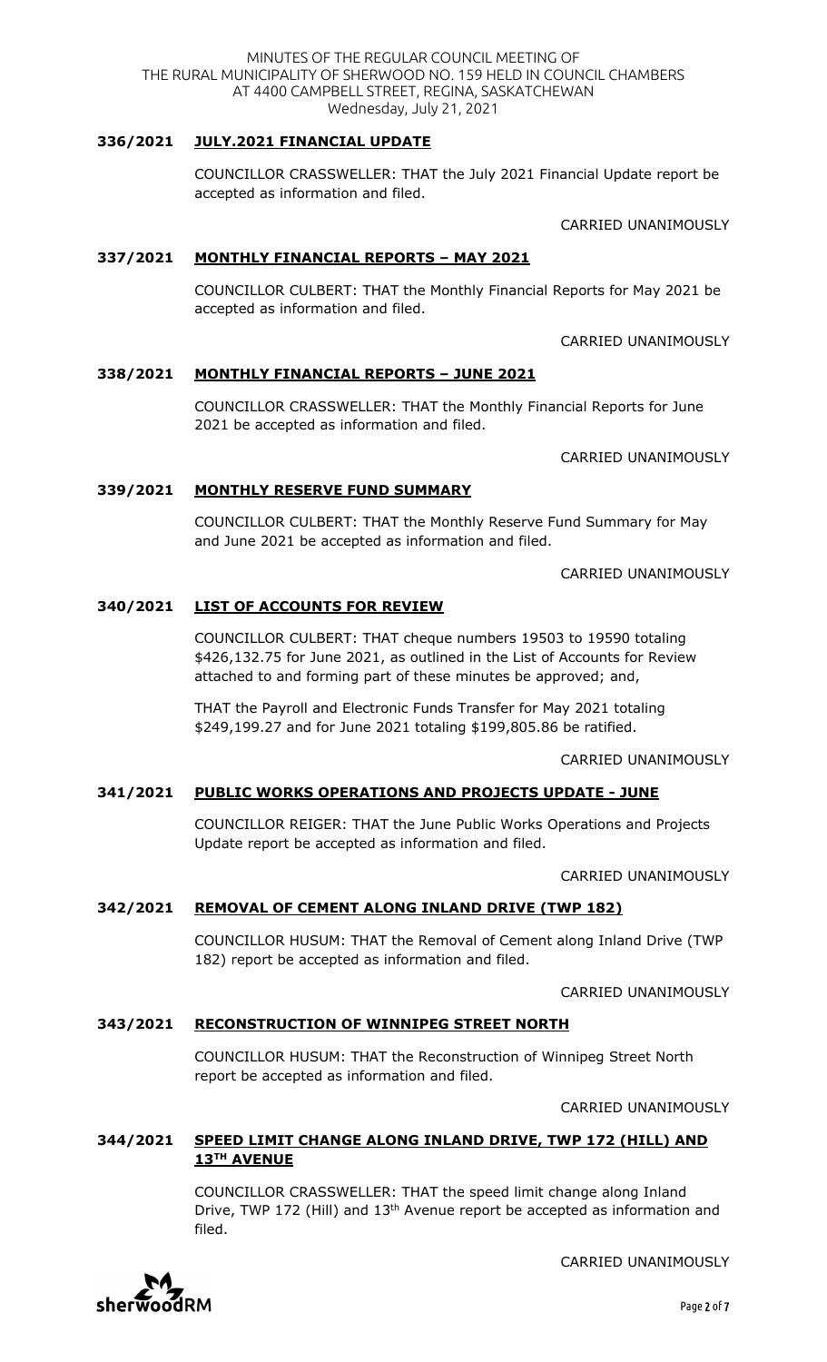### 336/2021 JULY.2021 FINANCIAL UPDATE

COUNCILLOR CRASSWELLER: THAT the July 2021 Financial Update report be accepted as information and filed.

CARRIED UNANIMOUSLY

### 337/2021 MONTHLY FINANCIAL REPORTS – MAY 2021

COUNCILLOR CULBERT: THAT the Monthly Financial Reports for May 2021 be accepted as information and filed.

CARRIED UNANIMOUSLY

### 338/2021 MONTHLY FINANCIAL REPORTS – JUNE 2021

COUNCILLOR CRASSWELLER: THAT the Monthly Financial Reports for June 2021 be accepted as information and filed.

CARRIED UNANIMOUSLY

### 339/2021 MONTHLY RESERVE FUND SUMMARY

COUNCILLOR CULBERT: THAT the Monthly Reserve Fund Summary for May and June 2021 be accepted as information and filed.

CARRIED UNANIMOUSLY

### 340/2021 LIST OF ACCOUNTS FOR REVIEW

COUNCILLOR CULBERT: THAT cheque numbers 19503 to 19590 totaling $426,132.75 for June 2021, as outlined in the List of Accounts for Review attached to and forming part of these minutes be approved; and,

THAT the Payroll and Electronic Funds Transfer for May 2021 totaling $249,199.27 and for June 2021 totaling $199,805.86 be ratified.

CARRIED UNANIMOUSLY

### 341/2021 PUBLIC WORKS OPERATIONS AND PROJECTS UPDATE - JUNE

COUNCILLOR REIGER: THAT the June Public Works Operations and Projects Update report be accepted as information and filed.

CARRIED UNANIMOUSLY

### 342/2021 REMOVAL OF CEMENT ALONG INLAND DRIVE (TWP 182)

COUNCILLOR HUSUM: THAT the Removal of Cement along Inland Drive (TWP 182) report be accepted as information and filed.

CARRIED UNANIMOUSLY

### 343/2021 RECONSTRUCTION OF WINNIPEG STREET NORTH

COUNCILLOR HUSUM: THAT the Reconstruction of Winnipeg Street North report be accepted as information and filed.

CARRIED UNANIMOUSLY

### 344/2021 SPEED LIMIT CHANGE ALONG INLAND DRIVE, TWP 172 (HILL) AND 13TH AVENUE

COUNCILLOR CRASSWELLER: THAT the speed limit change along Inland Drive, TWP 172 (Hill) and 13th Avenue report be accepted as information and filed.

CARRIED UNANIMOUSLY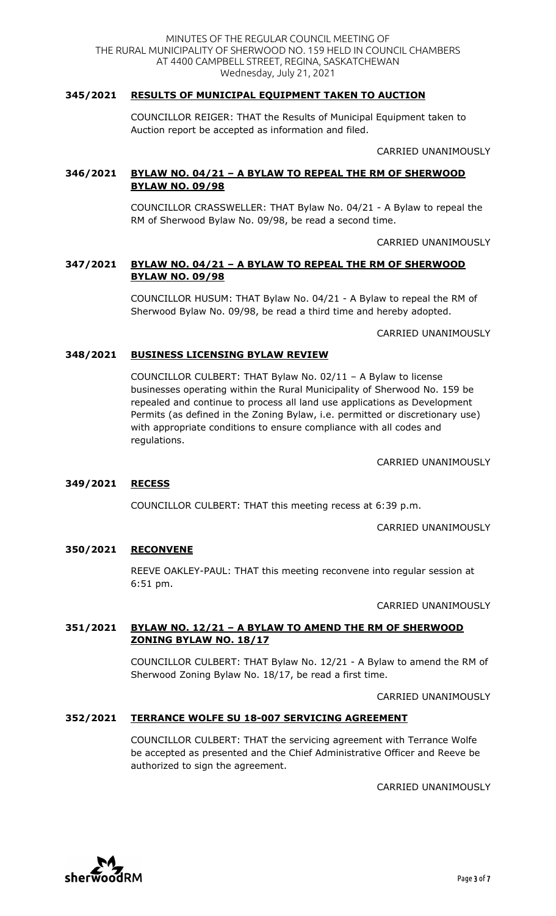### 345/2021 RESULTS OF MUNICIPAL EQUIPMENT TAKEN TO AUCTION

COUNCILLOR REIGER: THAT the Results of Municipal Equipment taken to Auction report be accepted as information and filed.

CARRIED UNANIMOUSLY

### 346/2021 BYLAW NO. 04/21 – A BYLAW TO REPEAL THE RM OF SHERWOOD BYLAW NO. 09/98

COUNCILLOR CRASSWELLER: THAT Bylaw No. 04/21 - A Bylaw to repeal the RM of Sherwood Bylaw No. 09/98, be read a second time.

CARRIED UNANIMOUSLY

### 347/2021 BYLAW NO. 04/21 – A BYLAW TO REPEAL THE RM OF SHERWOOD BYLAW NO. 09/98

COUNCILLOR HUSUM: THAT Bylaw No. 04/21 - A Bylaw to repeal the RM of Sherwood Bylaw No. 09/98, be read a third time and hereby adopted.

CARRIED UNANIMOUSLY

### 348/2021 BUSINESS LICENSING BYLAW REVIEW

COUNCILLOR CULBERT: THAT Bylaw No. 02/11 – A Bylaw to license businesses operating within the Rural Municipality of Sherwood No. 159 be repealed and continue to process all land use applications as Development Permits (as defined in the Zoning Bylaw, i.e. permitted or discretionary use) with appropriate conditions to ensure compliance with all codes and regulations.

CARRIED UNANIMOUSLY

### 349/2021 RECESS

COUNCILLOR CULBERT: THAT this meeting recess at 6:39 p.m.

CARRIED UNANIMOUSLY

### 350/2021 RECONVENE

REEVE OAKLEY-PAUL: THAT this meeting reconvene into regular session at 6:51 pm.

CARRIED UNANIMOUSLY

### 351/2021 BYLAW NO. 12/21 – A BYLAW TO AMEND THE RM OF SHERWOOD ZONING BYLAW NO. 18/17

COUNCILLOR CULBERT: THAT Bylaw No. 12/21 - A Bylaw to amend the RM of Sherwood Zoning Bylaw No. 18/17, be read a first time.

CARRIED UNANIMOUSLY

### 352/2021 TERRANCE WOLFE SU 18-007 SERVICING AGREEMENT

COUNCILLOR CULBERT: THAT the servicing agreement with Terrance Wolfe be accepted as presented and the Chief Administrative Officer and Reeve be authorized to sign the agreement.

CARRIED UNANIMOUSLY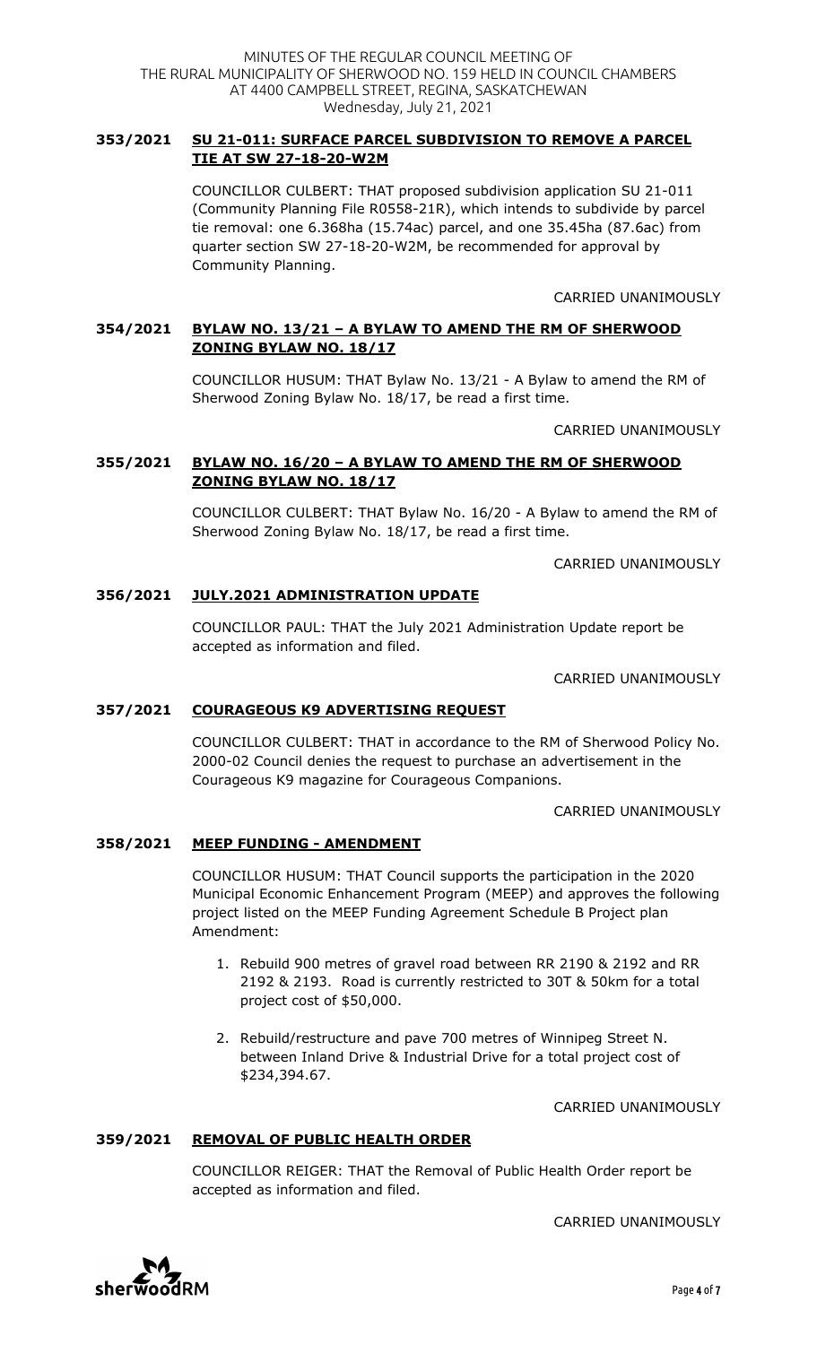## 353/2021 SU 21-011: SURFACE PARCEL SUBDIVISION TO REMOVE A PARCEL TIE AT SW 27-18-20-W2M

COUNCILLOR CULBERT: THAT proposed subdivision application SU 21-011 (Community Planning File R0558-21R), which intends to subdivide by parcel tie removal: one 6.368ha (15.74ac) parcel, and one 35.45ha (87.6ac) from quarter section SW 27-18-20-W2M, be recommended for approval by Community Planning.

CARRIED UNANIMOUSLY

## 354/2021 BYLAW NO. 13/21 – A BYLAW TO AMEND THE RM OF SHERWOOD ZONING BYLAW NO. 18/17

COUNCILLOR HUSUM: THAT Bylaw No. 13/21 - A Bylaw to amend the RM of Sherwood Zoning Bylaw No. 18/17, be read a first time.

CARRIED UNANIMOUSLY

## 355/2021 BYLAW NO. 16/20 – A BYLAW TO AMEND THE RM OF SHERWOOD ZONING BYLAW NO. 18/17

COUNCILLOR CULBERT: THAT Bylaw No. 16/20 - A Bylaw to amend the RM of Sherwood Zoning Bylaw No. 18/17, be read a first time.

CARRIED UNANIMOUSLY

## 356/2021 JULY.2021 ADMINISTRATION UPDATE

COUNCILLOR PAUL: THAT the July 2021 Administration Update report be accepted as information and filed.

CARRIED UNANIMOUSLY

## 357/2021 COURAGEOUS K9 ADVERTISING REQUEST

COUNCILLOR CULBERT: THAT in accordance to the RM of Sherwood Policy No. 2000-02 Council denies the request to purchase an advertisement in the Courageous K9 magazine for Courageous Companions.

CARRIED UNANIMOUSLY

## 358/2021 MEEP FUNDING - AMENDMENT

COUNCILLOR HUSUM: THAT Council supports the participation in the 2020 Municipal Economic Enhancement Program (MEEP) and approves the following project listed on the MEEP Funding Agreement Schedule B Project plan Amendment:

1. Rebuild 900 metres of gravel road between RR 2190 & 2192 and RR 2192 & 2193. Road is currently restricted to 30T & 50km for a total project cost of $50,000.

2. Rebuild/restructure and pave 700 metres of Winnipeg Street N. between Inland Drive & Industrial Drive for a total project cost of $234,394.67.

CARRIED UNANIMOUSLY

## 359/2021 REMOVAL OF PUBLIC HEALTH ORDER

COUNCILLOR REIGER: THAT the Removal of Public Health Order report be accepted as information and filed.

CARRIED UNANIMOUSLY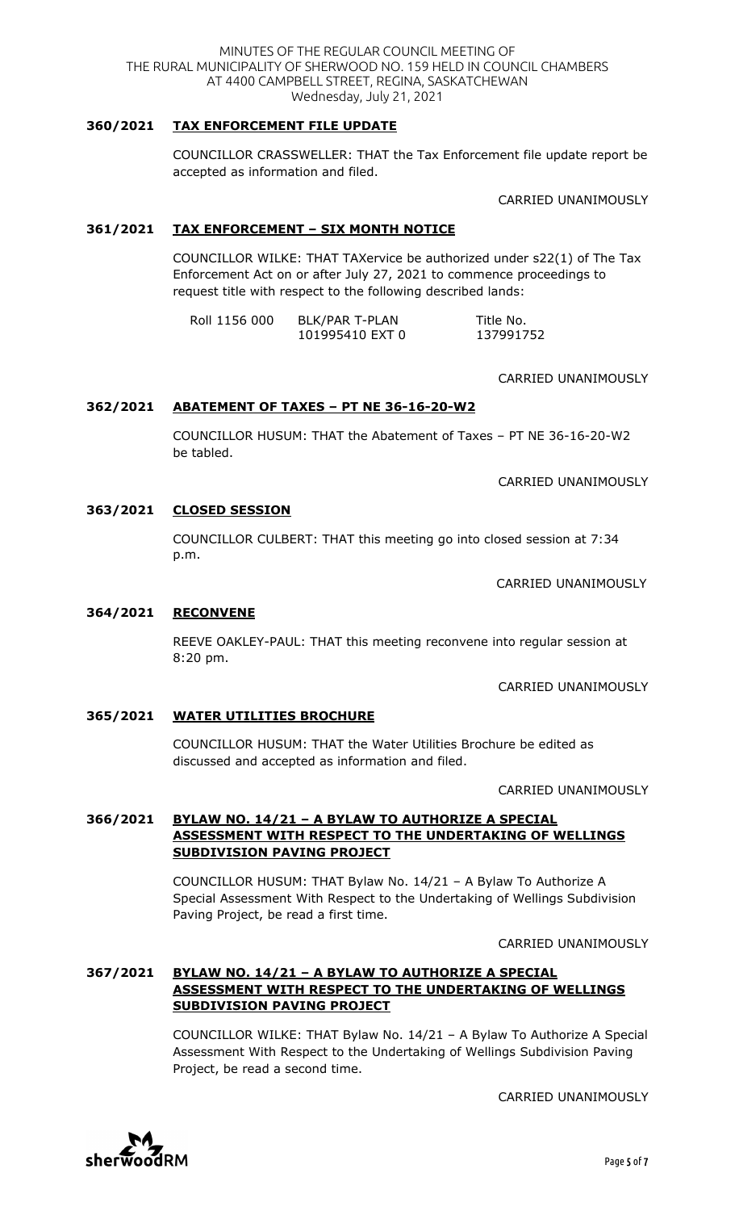**360/2021 TAX ENFORCEMENT FILE UPDATE**

COUNCILLOR CRASSWELLER: THAT the Tax Enforcement file update report be accepted as information and filed.

CARRIED UNANIMOUSLY

**361/2021 TAX ENFORCEMENT – SIX MONTH NOTICE**

COUNCILLOR WILKE: THAT TAXervice be authorized under s22(1) of The Tax Enforcement Act on or after July 27, 2021 to commence proceedings to request title with respect to the following described lands:

| Roll 1156 000 | BLK/PAR T-PLAN 101995410 EXT 0 | Title No. 137991752 |
|---|---|---|

CARRIED UNANIMOUSLY

**362/2021 ABATEMENT OF TAXES – PT NE 36-16-20-W2**

COUNCILLOR HUSUM: THAT the Abatement of Taxes – PT NE 36-16-20-W2 be tabled.

CARRIED UNANIMOUSLY

**363/2021 CLOSED SESSION**

COUNCILLOR CULBERT: THAT this meeting go into closed session at 7:34 p.m.

CARRIED UNANIMOUSLY

**364/2021 RECONVENE**

REEVE OAKLEY-PAUL: THAT this meeting reconvene into regular session at 8:20 pm.

CARRIED UNANIMOUSLY

**365/2021 WATER UTILITIES BROCHURE**

COUNCILLOR HUSUM: THAT the Water Utilities Brochure be edited as discussed and accepted as information and filed.

CARRIED UNANIMOUSLY

**366/2021 BYLAW NO. 14/21 – A BYLAW TO AUTHORIZE A SPECIAL ASSESSMENT WITH RESPECT TO THE UNDERTAKING OF WELLINGS SUBDIVISION PAVING PROJECT**

COUNCILLOR HUSUM: THAT Bylaw No. 14/21 – A Bylaw To Authorize A Special Assessment With Respect to the Undertaking of Wellings Subdivision Paving Project, be read a first time.

CARRIED UNANIMOUSLY

**367/2021 BYLAW NO. 14/21 – A BYLAW TO AUTHORIZE A SPECIAL ASSESSMENT WITH RESPECT TO THE UNDERTAKING OF WELLINGS SUBDIVISION PAVING PROJECT**

COUNCILLOR WILKE: THAT Bylaw No. 14/21 – A Bylaw To Authorize A Special Assessment With Respect to the Undertaking of Wellings Subdivision Paving Project, be read a second time.

CARRIED UNANIMOUSLY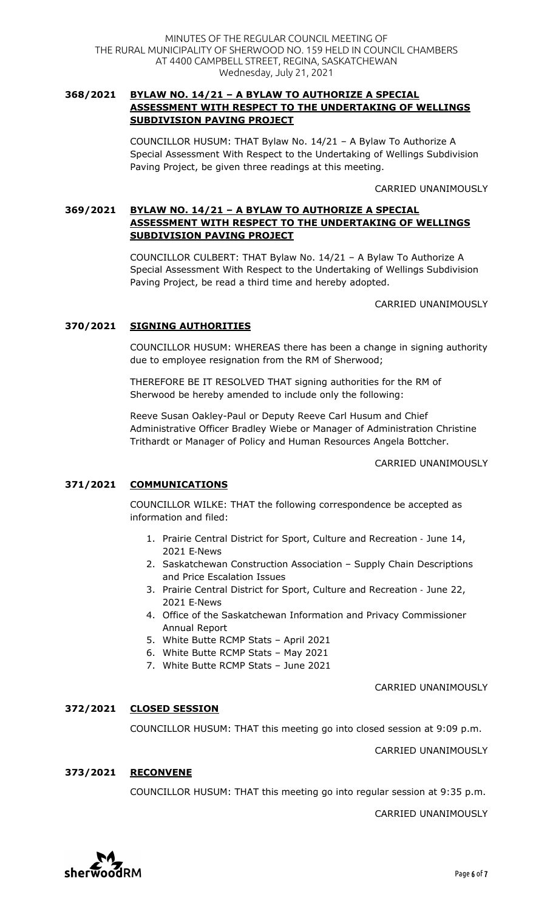### 368/2021 **BYLAW NO. 14/21 – A BYLAW TO AUTHORIZE A SPECIAL ASSESSMENT WITH RESPECT TO THE UNDERTAKING OF WELLINGS SUBDIVISION PAVING PROJECT**

COUNCILLOR HUSUM: THAT Bylaw No. 14/21 – A Bylaw To Authorize A Special Assessment With Respect to the Undertaking of Wellings Subdivision Paving Project, be given three readings at this meeting.

CARRIED UNANIMOUSLY

### 369/2021 **BYLAW NO. 14/21 – A BYLAW TO AUTHORIZE A SPECIAL ASSESSMENT WITH RESPECT TO THE UNDERTAKING OF WELLINGS SUBDIVISION PAVING PROJECT**

COUNCILLOR CULBERT: THAT Bylaw No. 14/21 – A Bylaw To Authorize A Special Assessment With Respect to the Undertaking of Wellings Subdivision Paving Project, be read a third time and hereby adopted.

CARRIED UNANIMOUSLY

### 370/2021 **SIGNING AUTHORITIES**

COUNCILLOR HUSUM: WHEREAS there has been a change in signing authority due to employee resignation from the RM of Sherwood;

THEREFORE BE IT RESOLVED THAT signing authorities for the RM of Sherwood be hereby amended to include only the following:

Reeve Susan Oakley-Paul or Deputy Reeve Carl Husum and Chief Administrative Officer Bradley Wiebe or Manager of Administration Christine Trithardt or Manager of Policy and Human Resources Angela Bottcher.

CARRIED UNANIMOUSLY

### 371/2021 **COMMUNICATIONS**

COUNCILLOR WILKE: THAT the following correspondence be accepted as information and filed:

1. Prairie Central District for Sport, Culture and Recreation - June 14, 2021 E-News
2. Saskatchewan Construction Association – Supply Chain Descriptions and Price Escalation Issues
3. Prairie Central District for Sport, Culture and Recreation - June 22, 2021 E-News
4. Office of the Saskatchewan Information and Privacy Commissioner Annual Report
5. White Butte RCMP Stats – April 2021
6. White Butte RCMP Stats – May 2021
7. White Butte RCMP Stats – June 2021

CARRIED UNANIMOUSLY

### 372/2021 **CLOSED SESSION**

COUNCILLOR HUSUM: THAT this meeting go into closed session at 9:09 p.m.

CARRIED UNANIMOUSLY

### 373/2021 **RECONVENE**

COUNCILLOR HUSUM: THAT this meeting go into regular session at 9:35 p.m.

CARRIED UNANIMOUSLY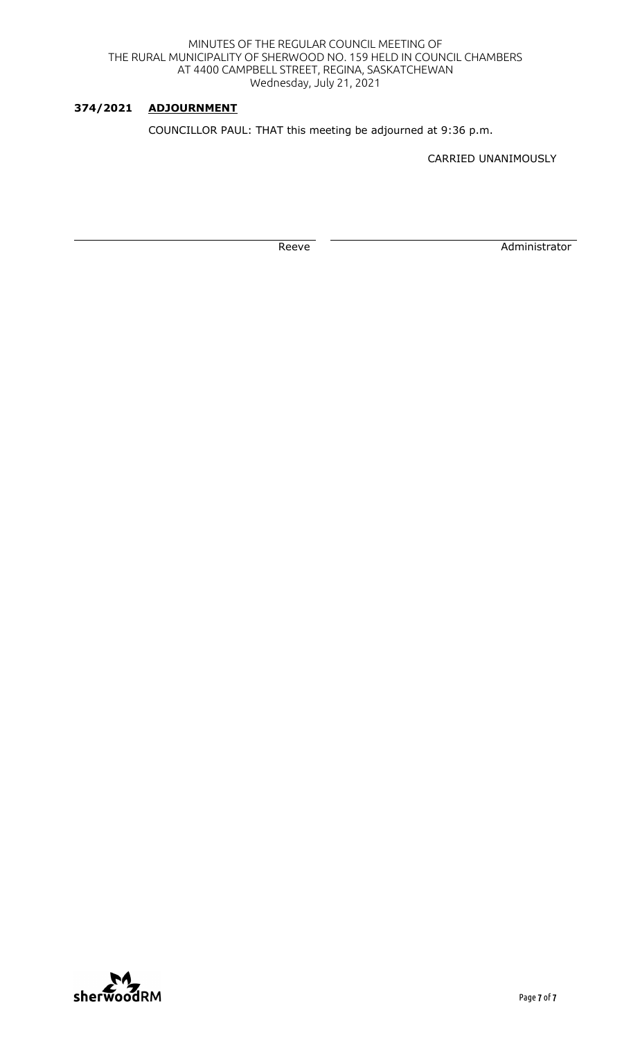**374/2021 ADJOURNMENT**

COUNCILLOR PAUL: THAT this meeting be adjourned at 9:36 p.m.

CARRIED UNANIMOUSLY

Reeve

Administrator